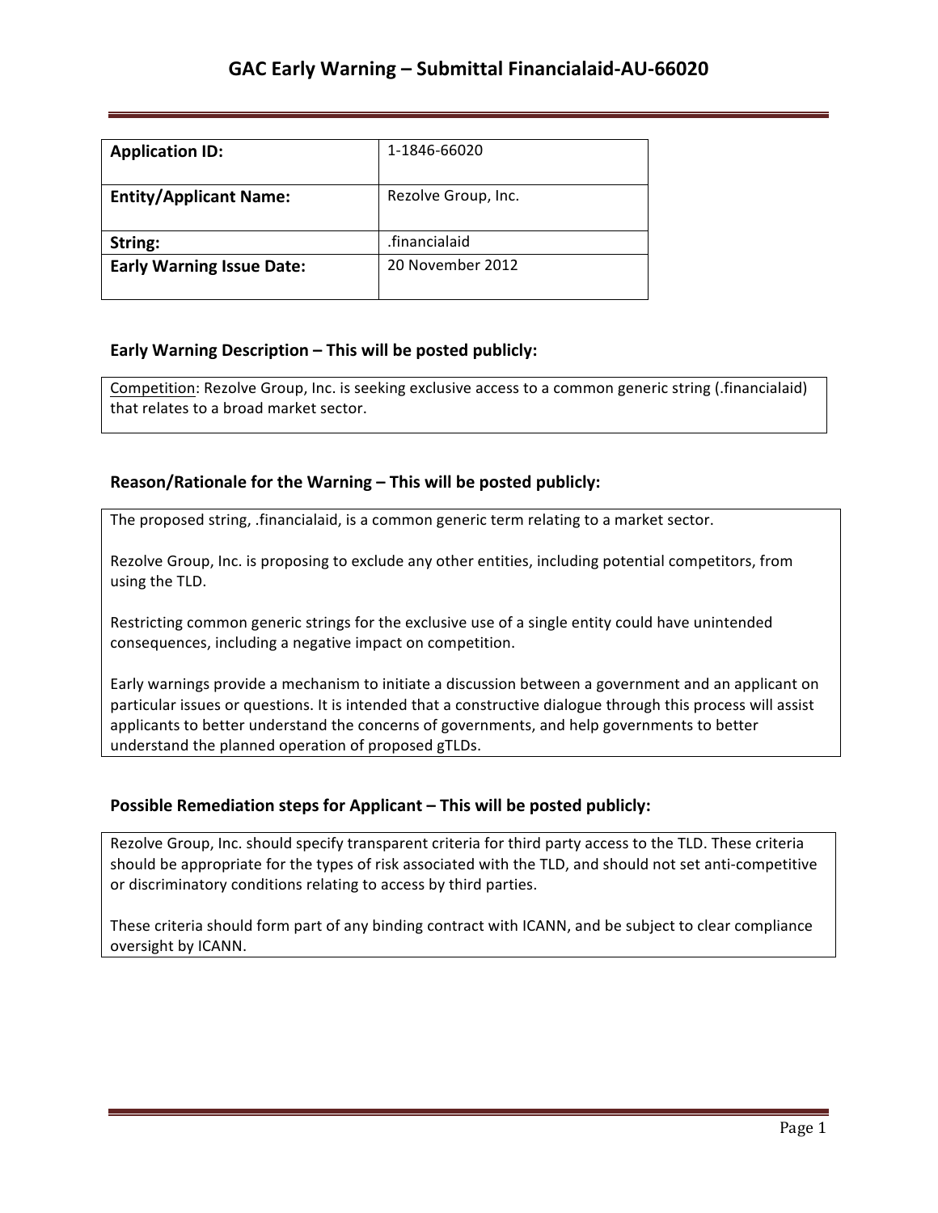# GAC Early Warning – Submittal Financialaid-AU-66020

| Application ID: | 1-1846-66020 |
|---|---|
| **Entity/Applicant Name:** | Rezolve Group, Inc. |
| **String:** | .financialaid |
| **Early Warning Issue Date:** | 20 November 2012 |

### Early Warning Description – This will be posted publicly:

Competition: Rezolve Group, Inc. is seeking exclusive access to a common generic string (.financialaid) that relates to a broad market sector.

### Reason/Rationale for the Warning – This will be posted publicly:

The proposed string, .financialaid, is a common generic term relating to a market sector.

Rezolve Group, Inc. is proposing to exclude any other entities, including potential competitors, from using the TLD.

Restricting common generic strings for the exclusive use of a single entity could have unintended consequences, including a negative impact on competition.

Early warnings provide a mechanism to initiate a discussion between a government and an applicant on particular issues or questions. It is intended that a constructive dialogue through this process will assist applicants to better understand the concerns of governments, and help governments to better understand the planned operation of proposed gTLDs.

### Possible Remediation steps for Applicant – This will be posted publicly:

Rezolve Group, Inc. should specify transparent criteria for third party access to the TLD. These criteria should be appropriate for the types of risk associated with the TLD, and should not set anti-competitive or discriminatory conditions relating to access by third parties.

These criteria should form part of any binding contract with ICANN, and be subject to clear compliance oversight by ICANN.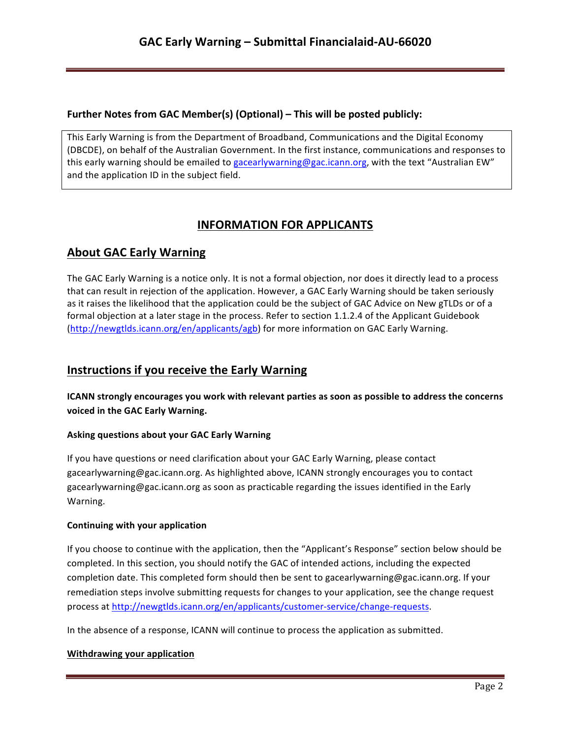**Further Notes from GAC Member(s) (Optional) – This will be posted publicly:**

This Early Warning is from the Department of Broadband, Communications and the Digital Economy (DBCDE), on behalf of the Australian Government. In the first instance, communications and responses to this early warning should be emailed to gacearlywarning@gac.icann.org, with the text "Australian EW" and the application ID in the subject field.

## INFORMATION FOR APPLICANTS

## About GAC Early Warning

The GAC Early Warning is a notice only. It is not a formal objection, nor does it directly lead to a process that can result in rejection of the application. However, a GAC Early Warning should be taken seriously as it raises the likelihood that the application could be the subject of GAC Advice on New gTLDs or of a formal objection at a later stage in the process. Refer to section 1.1.2.4 of the Applicant Guidebook (http://newgtlds.icann.org/en/applicants/agb) for more information on GAC Early Warning.

## Instructions if you receive the Early Warning

**ICANN strongly encourages you work with relevant parties as soon as possible to address the concerns voiced in the GAC Early Warning.**

### Asking questions about your GAC Early Warning

If you have questions or need clarification about your GAC Early Warning, please contact gacearlywarning@gac.icann.org. As highlighted above, ICANN strongly encourages you to contact gacearlywarning@gac.icann.org as soon as practicable regarding the issues identified in the Early Warning.

### Continuing with your application

If you choose to continue with the application, then the "Applicant's Response" section below should be completed. In this section, you should notify the GAC of intended actions, including the expected completion date. This completed form should then be sent to gacearlywarning@gac.icann.org. If your remediation steps involve submitting requests for changes to your application, see the change request process at http://newgtlds.icann.org/en/applicants/customer-service/change-requests.

In the absence of a response, ICANN will continue to process the application as submitted.

### Withdrawing your application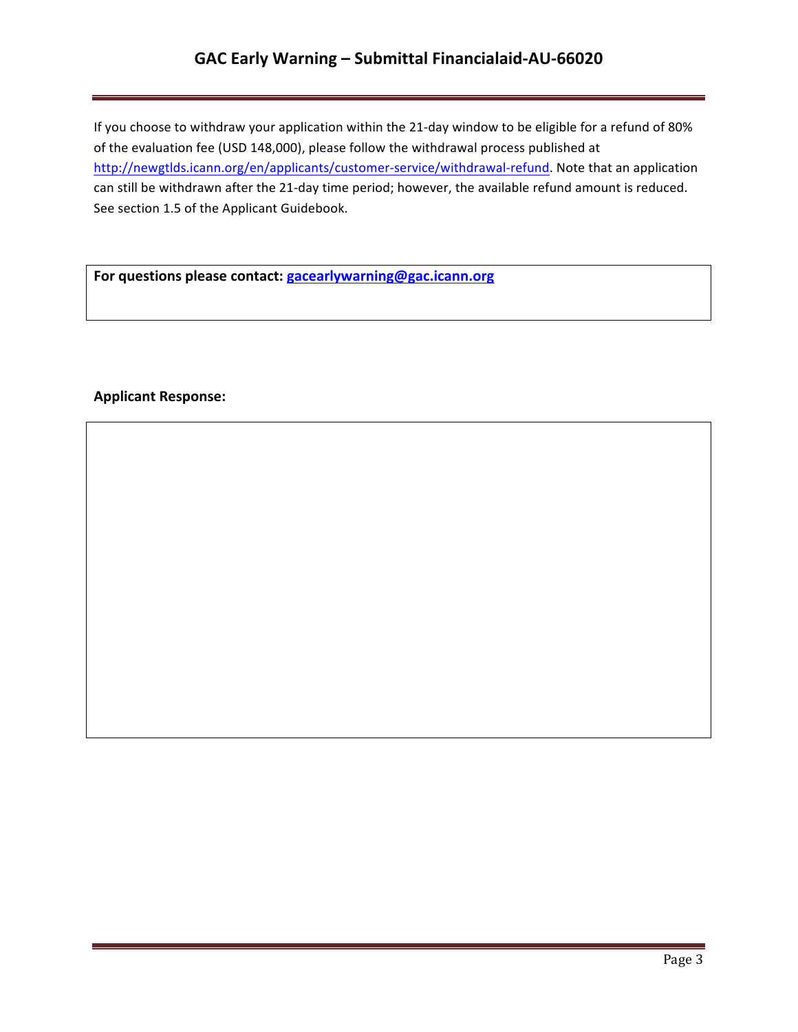If you choose to withdraw your application within the 21-day window to be eligible for a refund of 80% of the evaluation fee (USD 148,000), please follow the withdrawal process published at http://newgtlds.icann.org/en/applicants/customer-service/withdrawal-refund. Note that an application can still be withdrawn after the 21-day time period; however, the available refund amount is reduced. See section 1.5 of the Applicant Guidebook.

**For questions please contact: gacearlywarning@gac.icann.org**

**Applicant Response:**